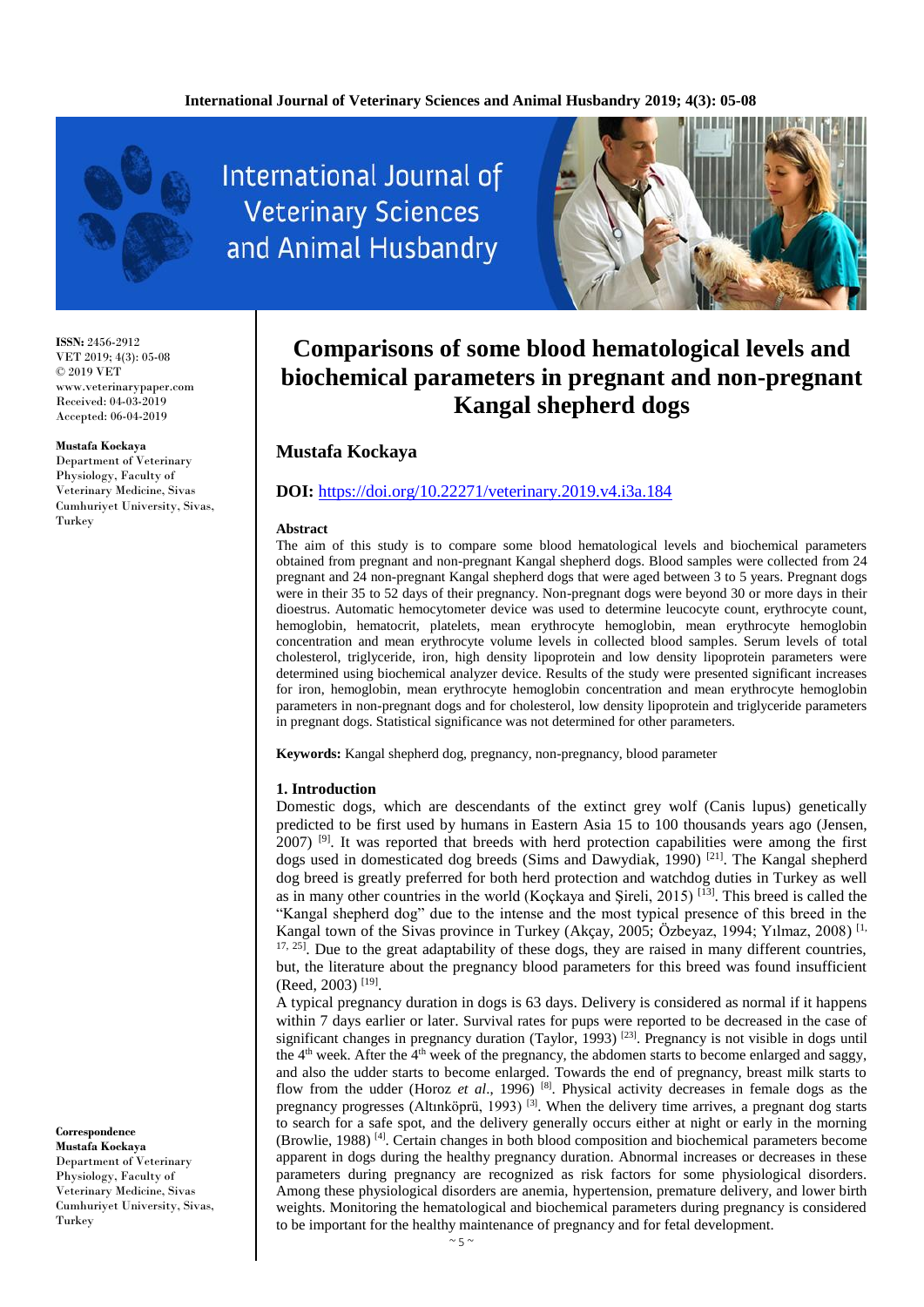# Comparisons of some blood hematological levels and biochemical parameters in pregnant and non-pregnant Kangal shepherd dogs

**Mustafa Kockaya**

**DOI:** https://doi.org/10.22271/veterinary.2019.v4.i3a.184

ISSN: 2456-2912
VET 2019; 4(3): 05-08
© 2019 VET
www.veterinarypaper.com
Received: 04-03-2019
Accepted: 06-04-2019

**Mustafa Kockaya**
Department of Veterinary Physiology, Faculty of Veterinary Medicine, Sivas Cumhuriyet University, Sivas, Turkey

**Correspondence**
**Mustafa Kockaya**
Department of Veterinary Physiology, Faculty of Veterinary Medicine, Sivas Cumhuriyet University, Sivas, Turkey

### Abstract

The aim of this study is to compare some blood hematological levels and biochemical parameters obtained from pregnant and non-pregnant Kangal shepherd dogs. Blood samples were collected from 24 pregnant and 24 non-pregnant Kangal shepherd dogs that were aged between 3 to 5 years. Pregnant dogs were in their 35 to 52 days of their pregnancy. Non-pregnant dogs were beyond 30 or more days in their dioestrus. Automatic hemocytometer device was used to determine leucocyte count, erythrocyte count, hemoglobin, hematocrit, platelets, mean erythrocyte hemoglobin, mean erythrocyte hemoglobin concentration and mean erythrocyte volume levels in collected blood samples. Serum levels of total cholesterol, triglyceride, iron, high density lipoprotein and low density lipoprotein parameters were determined using biochemical analyzer device. Results of the study were presented significant increases for iron, hemoglobin, mean erythrocyte hemoglobin concentration and mean erythrocyte hemoglobin parameters in non-pregnant dogs and for cholesterol, low density lipoprotein and triglyceride parameters in pregnant dogs. Statistical significance was not determined for other parameters.

**Keywords:** Kangal shepherd dog, pregnancy, non-pregnancy, blood parameter

## 1. Introduction

Domestic dogs, which are descendants of the extinct grey wolf (Canis lupus) genetically predicted to be first used by humans in Eastern Asia 15 to 100 thousands years ago (Jensen, 2007) [9]. It was reported that breeds with herd protection capabilities were among the first dogs used in domesticated dog breeds (Sims and Dawydiak, 1990) [21]. The Kangal shepherd dog breed is greatly preferred for both herd protection and watchdog duties in Turkey as well as in many other countries in the world (Koçkaya and Şireli, 2015) [13]. This breed is called the "Kangal shepherd dog" due to the intense and the most typical presence of this breed in the Kangal town of the Sivas province in Turkey (Akçay, 2005; Özbeyaz, 1994; Yılmaz, 2008) [1, 17, 25]. Due to the great adaptability of these dogs, they are raised in many different countries, but, the literature about the pregnancy blood parameters for this breed was found insufficient (Reed, 2003) [19].

A typical pregnancy duration in dogs is 63 days. Delivery is considered as normal if it happens within 7 days earlier or later. Survival rates for pups were reported to be decreased in the case of significant changes in pregnancy duration (Taylor, 1993) [23]. Pregnancy is not visible in dogs until the 4th week. After the 4th week of the pregnancy, the abdomen starts to become enlarged and saggy, and also the udder starts to become enlarged. Towards the end of pregnancy, breast milk starts to flow from the udder (Horoz *et al*., 1996) [8]. Physical activity decreases in female dogs as the pregnancy progresses (Altınköprü, 1993) [3]. When the delivery time arrives, a pregnant dog starts to search for a safe spot, and the delivery generally occurs either at night or early in the morning (Browlie, 1988) [4]. Certain changes in both blood composition and biochemical parameters become apparent in dogs during the healthy pregnancy duration. Abnormal increases or decreases in these parameters during pregnancy are recognized as risk factors for some physiological disorders. Among these physiological disorders are anemia, hypertension, premature delivery, and lower birth weights. Monitoring the hematological and biochemical parameters during pregnancy is considered to be important for the healthy maintenance of pregnancy and for fetal development.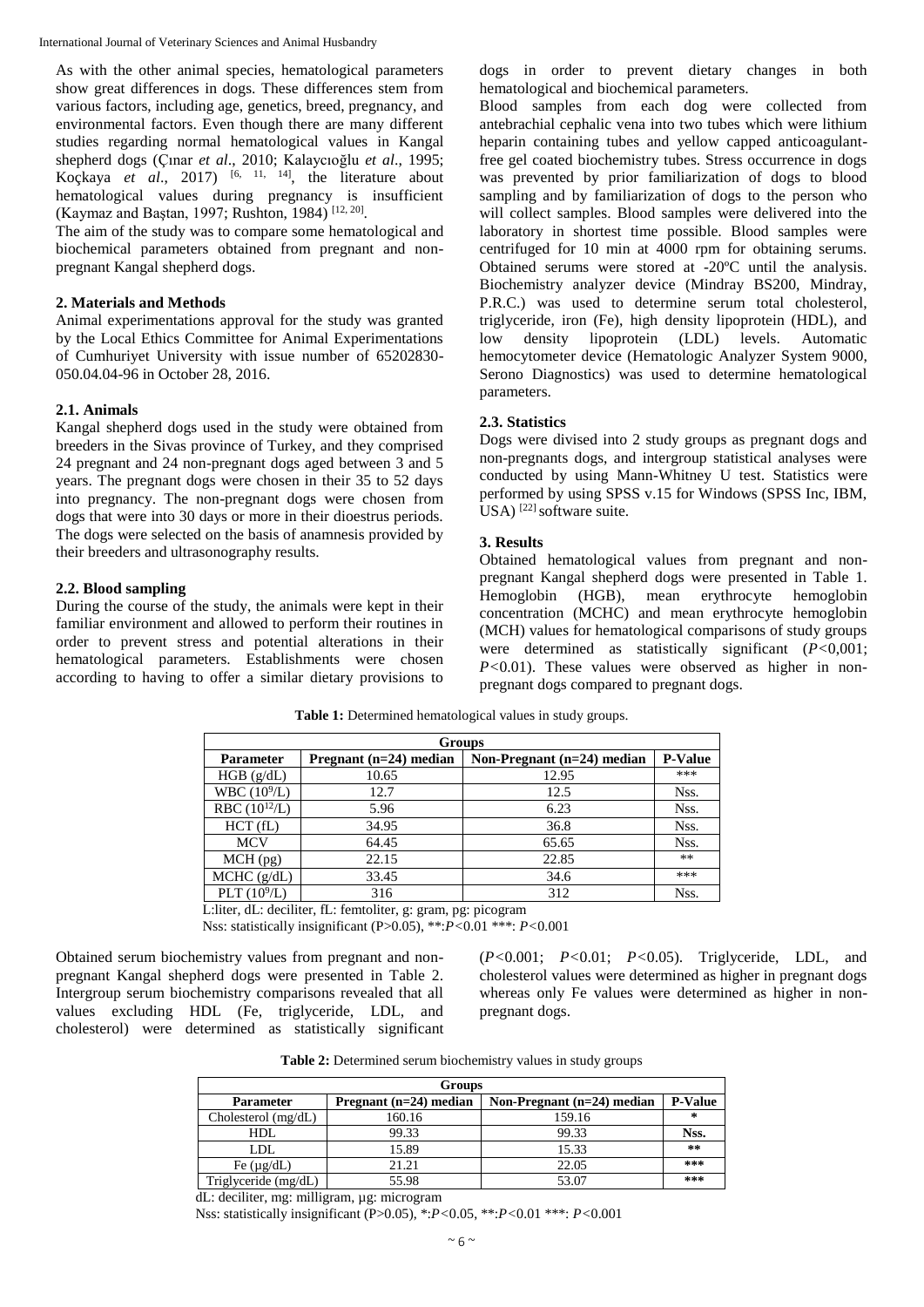As with the other animal species, hematological parameters show great differences in dogs. These differences stem from various factors, including age, genetics, breed, pregnancy, and environmental factors. Even though there are many different studies regarding normal hematological values in Kangal shepherd dogs (Çınar *et al*., 2010; Kalaycıoğlu *et al*., 1995; Koçkaya *et al*., 2017) [6, 11, 14], the literature about hematological values during pregnancy is insufficient (Kaymaz and Baştan, 1997; Rushton, 1984) [12, 20].

The aim of the study was to compare some hematological and biochemical parameters obtained from pregnant and non-pregnant Kangal shepherd dogs.

## 2. Materials and Methods

Animal experimentations approval for the study was granted by the Local Ethics Committee for Animal Experimentations of Cumhuriyet University with issue number of 65202830-050.04.04-96 in October 28, 2016.

### 2.1. Animals

Kangal shepherd dogs used in the study were obtained from breeders in the Sivas province of Turkey, and they comprised 24 pregnant and 24 non-pregnant dogs aged between 3 and 5 years. The pregnant dogs were chosen in their 35 to 52 days into pregnancy. The non-pregnant dogs were chosen from dogs that were into 30 days or more in their dioestrus periods. The dogs were selected on the basis of anamnesis provided by their breeders and ultrasonography results.

### 2.2. Blood sampling

During the course of the study, the animals were kept in their familiar environment and allowed to perform their routines in order to prevent stress and potential alterations in their hematological parameters. Establishments were chosen according to having to offer a similar dietary provisions to dogs in order to prevent dietary changes in both hematological and biochemical parameters.

Blood samples from each dog were collected from antebrachial cephalic vena into two tubes which were lithium heparin containing tubes and yellow capped anticoagulant-free gel coated biochemistry tubes. Stress occurrence in dogs was prevented by prior familiarization of dogs to blood sampling and by familiarization of dogs to the person who will collect samples. Blood samples were delivered into the laboratory in shortest time possible. Blood samples were centrifuged for 10 min at 4000 rpm for obtaining serums. Obtained serums were stored at -20ºC until the analysis. Biochemistry analyzer device (Mindray BS200, Mindray, P.R.C.) was used to determine serum total cholesterol, triglyceride, iron (Fe), high density lipoprotein (HDL), and low density lipoprotein (LDL) levels. Automatic hemocytometer device (Hematologic Analyzer System 9000, Serono Diagnostics) was used to determine hematological parameters.

### 2.3. Statistics

Dogs were divised into 2 study groups as pregnant dogs and non-pregnants dogs, and intergroup statistical analyses were conducted by using Mann-Whitney U test. Statistics were performed by using SPSS v.15 for Windows (SPSS Inc, IBM, USA) [22] software suite.

## 3. Results

Obtained hematological values from pregnant and non-pregnant Kangal shepherd dogs were presented in Table 1. Hemoglobin (HGB), mean erythrocyte hemoglobin concentration (MCHC) and mean erythrocyte hemoglobin (MCH) values for hematological comparisons of study groups were determined as statistically significant ($P<0,001$; $P<0.01$). These values were observed as higher in non-pregnant dogs compared to pregnant dogs.

**Table 1:** Determined hematological values in study groups.

| | Groups | | |
|---|---|---|---|
| **Parameter** | **Pregnant (n=24) median** | **Non-Pregnant (n=24) median** | **P-Value** |
| HGB (g/dL) | 10.65 | 12.95 | *** |
| WBC ($10^9$/L) | 12.7 | 12.5 | Nss. |
| RBC ($10^{12}$/L) | 5.96 | 6.23 | Nss. |
| HCT (fL) | 34.95 | 36.8 | Nss. |
| MCV | 64.45 | 65.65 | Nss. |
| MCH (pg) | 22.15 | 22.85 | ** |
| MCHC (g/dL) | 33.45 | 34.6 | *** |
| PLT ($10^9$/L) | 316 | 312 | Nss. |

L:liter, dL: deciliter, fL: femtoliter, g: gram, pg: picogram

Nss: statistically insignificant (P>0.05), **:$P<0.01$ ***: $P<0.001$

Obtained serum biochemistry values from pregnant and non-pregnant Kangal shepherd dogs were presented in Table 2. Intergroup serum biochemistry comparisons revealed that all values excluding HDL (Fe, triglyceride, LDL, and cholesterol) were determined as statistically significant ($P<0.001$; $P<0.01$; $P<0.05$). Triglyceride, LDL, and cholesterol values were determined as higher in pregnant dogs whereas only Fe values were determined as higher in non-pregnant dogs.

**Table 2:** Determined serum biochemistry values in study groups

| | Groups | | |
|---|---|---|---|
| **Parameter** | **Pregnant (n=24) median** | **Non-Pregnant (n=24) median** | **P-Value** |
| Cholesterol (mg/dL) | 160.16 | 159.16 | * |
| HDL | 99.33 | 99.33 | **Nss.** |
| LDL | 15.89 | 15.33 | ** |
| Fe (µg/dL) | 21.21 | 22.05 | *** |
| Triglyceride (mg/dL) | 55.98 | 53.07 | *** |

dL: deciliter, mg: milligram, µg: microgram

Nss: statistically insignificant (P>0.05), *:$P<0.05$, **:$P<0.01$ ***: $P<0.001$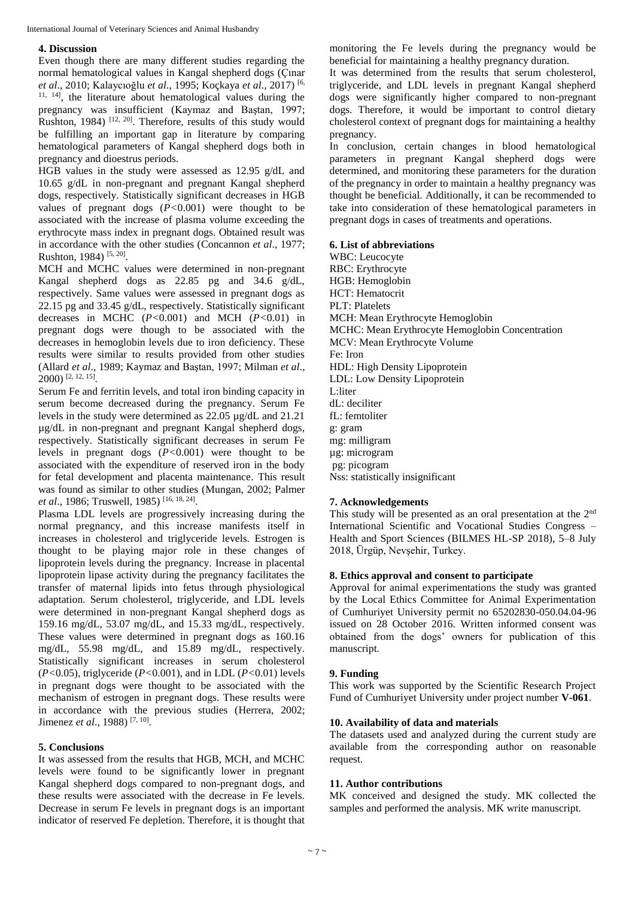## 4. Discussion

Even though there are many different studies regarding the normal hematological values in Kangal shepherd dogs (Çınar *et al*., 2010; Kalaycıoğlu *et al*., 1995; Koçkaya *et al*., 2017) [6, 11, 14], the literature about hematological values during the pregnancy was insufficient (Kaymaz and Baştan, 1997; Rushton, 1984) [12, 20]. Therefore, results of this study would be fulfilling an important gap in literature by comparing hematological parameters of Kangal shepherd dogs both in pregnancy and dioestrus periods.

HGB values in the study were assessed as 12.95 g/dL and 10.65 g/dL in non-pregnant and pregnant Kangal shepherd dogs, respectively. Statistically significant decreases in HGB values of pregnant dogs ($P<0.001$) were thought to be associated with the increase of plasma volume exceeding the erythrocyte mass index in pregnant dogs. Obtained result was in accordance with the other studies (Concannon *et al*., 1977; Rushton, 1984) [5, 20].

MCH and MCHC values were determined in non-pregnant Kangal shepherd dogs as 22.85 pg and 34.6 g/dL, respectively. Same values were assessed in pregnant dogs as 22.15 pg and 33.45 g/dL, respectively. Statistically significant decreases in MCHC ($P<0.001$) and MCH ($P<0.01$) in pregnant dogs were though to be associated with the decreases in hemoglobin levels due to iron deficiency. These results were similar to results provided from other studies (Allard *et al*., 1989; Kaymaz and Baştan, 1997; Milman *et al*., 2000) [2, 12, 15].

Serum Fe and ferritin levels, and total iron binding capacity in serum become decreased during the pregnancy. Serum Fe levels in the study were determined as 22.05 µg/dL and 21.21 µg/dL in non-pregnant and pregnant Kangal shepherd dogs, respectively. Statistically significant decreases in serum Fe levels in pregnant dogs ($P<0.001$) were thought to be associated with the expenditure of reserved iron in the body for fetal development and placenta maintenance. This result was found as similar to other studies (Mungan, 2002; Palmer *et al*., 1986; Truswell, 1985) [16, 18, 24].

Plasma LDL levels are progressively increasing during the normal pregnancy, and this increase manifests itself in increases in cholesterol and triglyceride levels. Estrogen is thought to be playing major role in these changes of lipoprotein levels during the pregnancy. Increase in placental lipoprotein lipase activity during the pregnancy facilitates the transfer of maternal lipids into fetus through physiological adaptation. Serum cholesterol, triglyceride, and LDL levels were determined in non-pregnant Kangal shepherd dogs as 159.16 mg/dL, 53.07 mg/dL, and 15.33 mg/dL, respectively. These values were determined in pregnant dogs as 160.16 mg/dL, 55.98 mg/dL, and 15.89 mg/dL, respectively. Statistically significant increases in serum cholesterol ($P<0.05$), triglyceride ($P<0.001$), and in LDL ($P<0.01$) levels in pregnant dogs were thought to be associated with the mechanism of estrogen in pregnant dogs. These results were in accordance with the previous studies (Herrera, 2002; Jimenez *et al*., 1988) [7, 10].

## 5. Conclusions

It was assessed from the results that HGB, MCH, and MCHC levels were found to be significantly lower in pregnant Kangal shepherd dogs compared to non-pregnant dogs, and these results were associated with the decrease in Fe levels. Decrease in serum Fe levels in pregnant dogs is an important indicator of reserved Fe depletion. Therefore, it is thought that monitoring the Fe levels during the pregnancy would be beneficial for maintaining a healthy pregnancy duration.

It was determined from the results that serum cholesterol, triglyceride, and LDL levels in pregnant Kangal shepherd dogs were significantly higher compared to non-pregnant dogs. Therefore, it would be important to control dietary cholesterol context of pregnant dogs for maintaining a healthy pregnancy.

In conclusion, certain changes in blood hematological parameters in pregnant Kangal shepherd dogs were determined, and monitoring these parameters for the duration of the pregnancy in order to maintain a healthy pregnancy was thought be beneficial. Additionally, it can be recommended to take into consideration of these hematological parameters in pregnant dogs in cases of treatments and operations.

## 6. List of abbreviations

WBC: Leucocyte
RBC: Erythrocyte
HGB: Hemoglobin
HCT: Hematocrit
PLT: Platelets
MCH: Mean Erythrocyte Hemoglobin
MCHC: Mean Erythrocyte Hemoglobin Concentration
MCV: Mean Erythrocyte Volume
Fe: Iron
HDL: High Density Lipoprotein
LDL: Low Density Lipoprotein
L:liter
dL: deciliter
fL: femtoliter
g: gram
mg: milligram
µg: microgram
pg: picogram
Nss: statistically insignificant

## 7. Acknowledgements

This study will be presented as an oral presentation at the 2nd International Scientific and Vocational Studies Congress – Health and Sport Sciences (BILMES HL-SP 2018), 5–8 July 2018, Ürgüp, Nevşehir, Turkey.

## 8. Ethics approval and consent to participate

Approval for animal experimentations the study was granted by the Local Ethics Committee for Animal Experimentation of Cumhuriyet University permit no 65202830-050.04.04-96 issued on 28 October 2016. Written informed consent was obtained from the dogs' owners for publication of this manuscript.

## 9. Funding

This work was supported by the Scientific Research Project Fund of Cumhuriyet University under project number **V-061**.

## 10. Availability of data and materials

The datasets used and analyzed during the current study are available from the corresponding author on reasonable request.

## 11. Author contributions

MK conceived and designed the study. MK collected the samples and performed the analysis. MK write manuscript.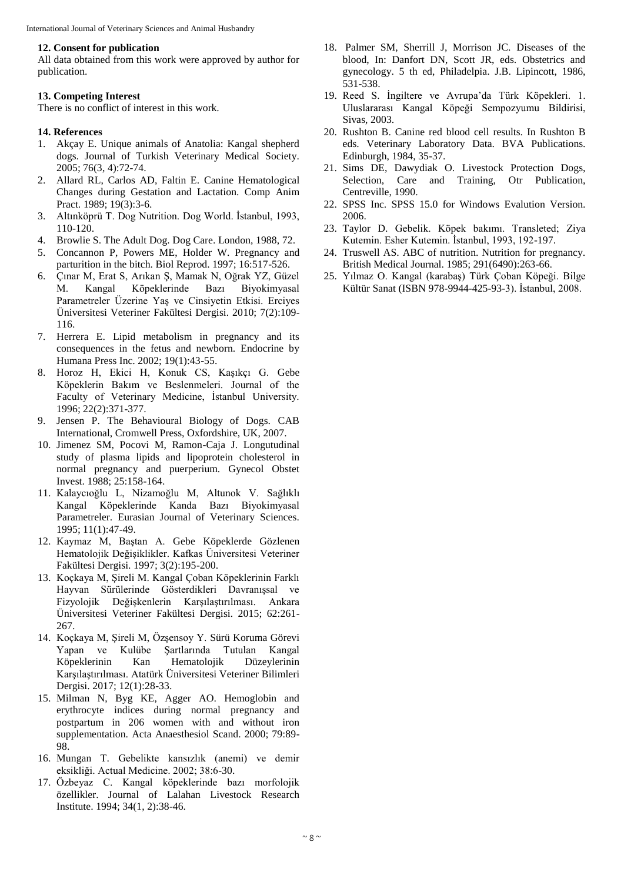## 12. Consent for publication

All data obtained from this work were approved by author for publication.

## 13. Competing Interest

There is no conflict of interest in this work.

## 14. References

1. Akçay E. Unique animals of Anatolia: Kangal shepherd dogs. Journal of Turkish Veterinary Medical Society. 2005; 76(3, 4):72-74.
2. Allard RL, Carlos AD, Faltin E. Canine Hematological Changes during Gestation and Lactation. Comp Anim Pract. 1989; 19(3):3-6.
3. Altınköprü T. Dog Nutrition. Dog World. İstanbul, 1993, 110-120.
4. Browlie S. The Adult Dog. Dog Care. London, 1988, 72.
5. Concannon P, Powers ME, Holder W. Pregnancy and parturition in the bitch. Biol Reprod. 1997; 16:517-526.
6. Çınar M, Erat S, Arıkan Ş, Mamak N, Oğrak YZ, Güzel M. Kangal Köpeklerinde Bazı Biyokimyasal Parametreler Üzerine Yaş ve Cinsiyetin Etkisi. Erciyes Üniversitesi Veteriner Fakültesi Dergisi. 2010; 7(2):109-116.
7. Herrera E. Lipid metabolism in pregnancy and its consequences in the fetus and newborn. Endocrine by Humana Press Inc. 2002; 19(1):43-55.
8. Horoz H, Ekici H, Konuk CS, Kaşıkçı G. Gebe Köpeklerin Bakım ve Beslenmeleri. Journal of the Faculty of Veterinary Medicine, İstanbul University. 1996; 22(2):371-377.
9. Jensen P. The Behavioural Biology of Dogs. CAB International, Cromwell Press, Oxfordshire, UK, 2007.
10. Jimenez SM, Pocovi M, Ramon-Caja J. Longutudinal study of plasma lipids and lipoprotein cholesterol in normal pregnancy and puerperium. Gynecol Obstet Invest. 1988; 25:158-164.
11. Kalaycıoğlu L, Nizamoğlu M, Altunok V. Sağlıklı Kangal Köpeklerinde Kanda Bazı Biyokimyasal Parametreler. Eurasian Journal of Veterinary Sciences. 1995; 11(1):47-49.
12. Kaymaz M, Baştan A. Gebe Köpeklerde Gözlenen Hematolojik Değişiklikler. Kafkas Üniversitesi Veteriner Fakültesi Dergisi. 1997; 3(2):195-200.
13. Koçkaya M, Şireli M. Kangal Çoban Köpeklerinin Farklı Hayvan Sürülerinde Gösterdikleri Davranışsal ve Fizyolojik Değişkenlerin Karşılaştırılması. Ankara Üniversitesi Veteriner Fakültesi Dergisi. 2015; 62:261-267.
14. Koçkaya M, Şireli M, Özşensoy Y. Sürü Koruma Görevi Yapan ve Kulübe Şartlarında Tutulan Kangal Köpeklerinin Kan Hematolojik Düzeylerinin Karşılaştırılması. Atatürk Üniversitesi Veteriner Bilimleri Dergisi. 2017; 12(1):28-33.
15. Milman N, Byg KE, Agger AO. Hemoglobin and erythrocyte indices during normal pregnancy and postpartum in 206 women with and without iron supplementation. Acta Anaesthesiol Scand. 2000; 79:89-98.
16. Mungan T. Gebelikte kansızlık (anemi) ve demir eksikliği. Actual Medicine. 2002; 38:6-30.
17. Özbeyaz C. Kangal köpeklerinde bazı morfolojik özellikler. Journal of Lalahan Livestock Research Institute. 1994; 34(1, 2):38-46.
18. Palmer SM, Sherrill J, Morrison JC. Diseases of the blood, In: Danfort DN, Scott JR, eds. Obstetrics and gynecology. 5 th ed, Philadelpia. J.B. Lipincott, 1986, 531-538.
19. Reed S. İngiltere ve Avrupa'da Türk Köpekleri. 1. Uluslararası Kangal Köpeği Sempozyumu Bildirisi, Sivas, 2003.
20. Rushton B. Canine red blood cell results. In Rushton B eds. Veterinary Laboratory Data. BVA Publications. Edinburgh, 1984, 35-37.
21. Sims DE, Dawydiak O. Livestock Protection Dogs, Selection, Care and Training, Otr Publication, Centreville, 1990.
22. SPSS Inc. SPSS 15.0 for Windows Evalution Version. 2006.
23. Taylor D. Gebelik. Köpek bakımı. Transleted; Ziya Kutemin. Esher Kutemin. İstanbul, 1993, 192-197.
24. Truswell AS. ABC of nutrition. Nutrition for pregnancy. British Medical Journal. 1985; 291(6490):263-66.
25. Yılmaz O. Kangal (karabaş) Türk Çoban Köpeği. Bilge Kültür Sanat (ISBN 978-9944-425-93-3). İstanbul, 2008.